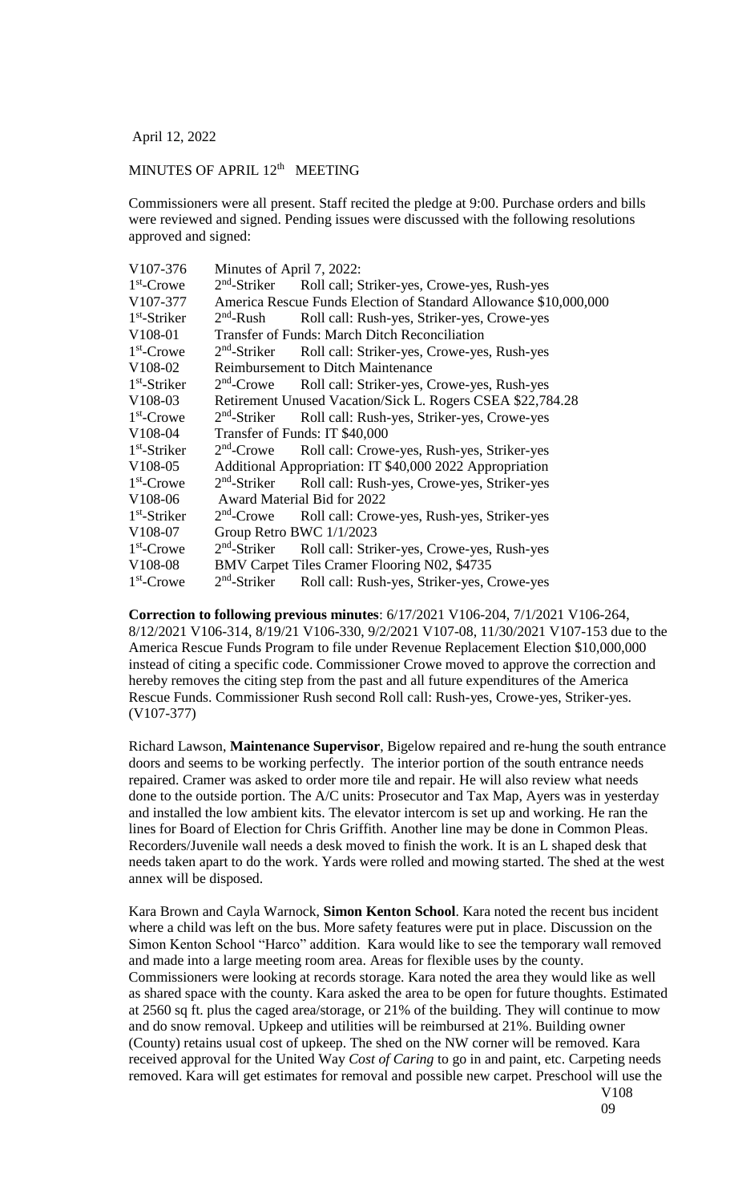April 12, 2022

MINUTES OF APRIL 12th MEETING

Commissioners were all present. Staff recited the pledge at 9:00. Purchase orders and bills were reviewed and signed. Pending issues were discussed with the following resolutions approved and signed:

| | |
|---|---|
| V107-376 | Minutes of April 7, 2022: |
| 1st-Crowe | 2nd-Striker Roll call; Striker-yes, Crowe-yes, Rush-yes |
| V107-377 | America Rescue Funds Election of Standard Allowance $10,000,000 |
| 1st-Striker | 2nd-Rush Roll call: Rush-yes, Striker-yes, Crowe-yes |
| V108-01 | Transfer of Funds: March Ditch Reconciliation |
| 1st-Crowe | 2nd-Striker Roll call: Striker-yes, Crowe-yes, Rush-yes |
| V108-02 | Reimbursement to Ditch Maintenance |
| 1st-Striker | 2nd-Crowe Roll call: Striker-yes, Crowe-yes, Rush-yes |
| V108-03 | Retirement Unused Vacation/Sick L. Rogers CSEA $22,784.28 |
| 1st-Crowe | 2nd-Striker Roll call: Rush-yes, Striker-yes, Crowe-yes |
| V108-04 | Transfer of Funds: IT $40,000 |
| 1st-Striker | 2nd-Crowe Roll call: Crowe-yes, Rush-yes, Striker-yes |
| V108-05 | Additional Appropriation: IT $40,000 2022 Appropriation |
| 1st-Crowe | 2nd-Striker Roll call: Rush-yes, Crowe-yes, Striker-yes |
| V108-06 | Award Material Bid for 2022 |
| 1st-Striker | 2nd-Crowe Roll call: Crowe-yes, Rush-yes, Striker-yes |
| V108-07 | Group Retro BWC 1/1/2023 |
| 1st-Crowe | 2nd-Striker Roll call: Striker-yes, Crowe-yes, Rush-yes |
| V108-08 | BMV Carpet Tiles Cramer Flooring N02, $4735 |
| 1st-Crowe | 2nd-Striker Roll call: Rush-yes, Striker-yes, Crowe-yes |

**Correction to following previous minutes**: 6/17/2021 V106-204, 7/1/2021 V106-264, 8/12/2021 V106-314, 8/19/21 V106-330, 9/2/2021 V107-08, 11/30/2021 V107-153 due to the America Rescue Funds Program to file under Revenue Replacement Election $10,000,000 instead of citing a specific code. Commissioner Crowe moved to approve the correction and hereby removes the citing step from the past and all future expenditures of the America Rescue Funds. Commissioner Rush second Roll call: Rush-yes, Crowe-yes, Striker-yes. (V107-377)

Richard Lawson, **Maintenance Supervisor**, Bigelow repaired and re-hung the south entrance doors and seems to be working perfectly. The interior portion of the south entrance needs repaired. Cramer was asked to order more tile and repair. He will also review what needs done to the outside portion. The A/C units: Prosecutor and Tax Map, Ayers was in yesterday and installed the low ambient kits. The elevator intercom is set up and working. He ran the lines for Board of Election for Chris Griffith. Another line may be done in Common Pleas. Recorders/Juvenile wall needs a desk moved to finish the work. It is an L shaped desk that needs taken apart to do the work. Yards were rolled and mowing started. The shed at the west annex will be disposed.

Kara Brown and Cayla Warnock, **Simon Kenton School**. Kara noted the recent bus incident where a child was left on the bus. More safety features were put in place. Discussion on the Simon Kenton School "Harco" addition. Kara would like to see the temporary wall removed and made into a large meeting room area. Areas for flexible uses by the county. Commissioners were looking at records storage. Kara noted the area they would like as well as shared space with the county. Kara asked the area to be open for future thoughts. Estimated at 2560 sq ft. plus the caged area/storage, or 21% of the building. They will continue to mow and do snow removal. Upkeep and utilities will be reimbursed at 21%. Building owner (County) retains usual cost of upkeep. The shed on the NW corner will be removed. Kara received approval for the United Way *Cost of Caring* to go in and paint, etc. Carpeting needs removed. Kara will get estimates for removal and possible new carpet. Preschool will use the

V108
09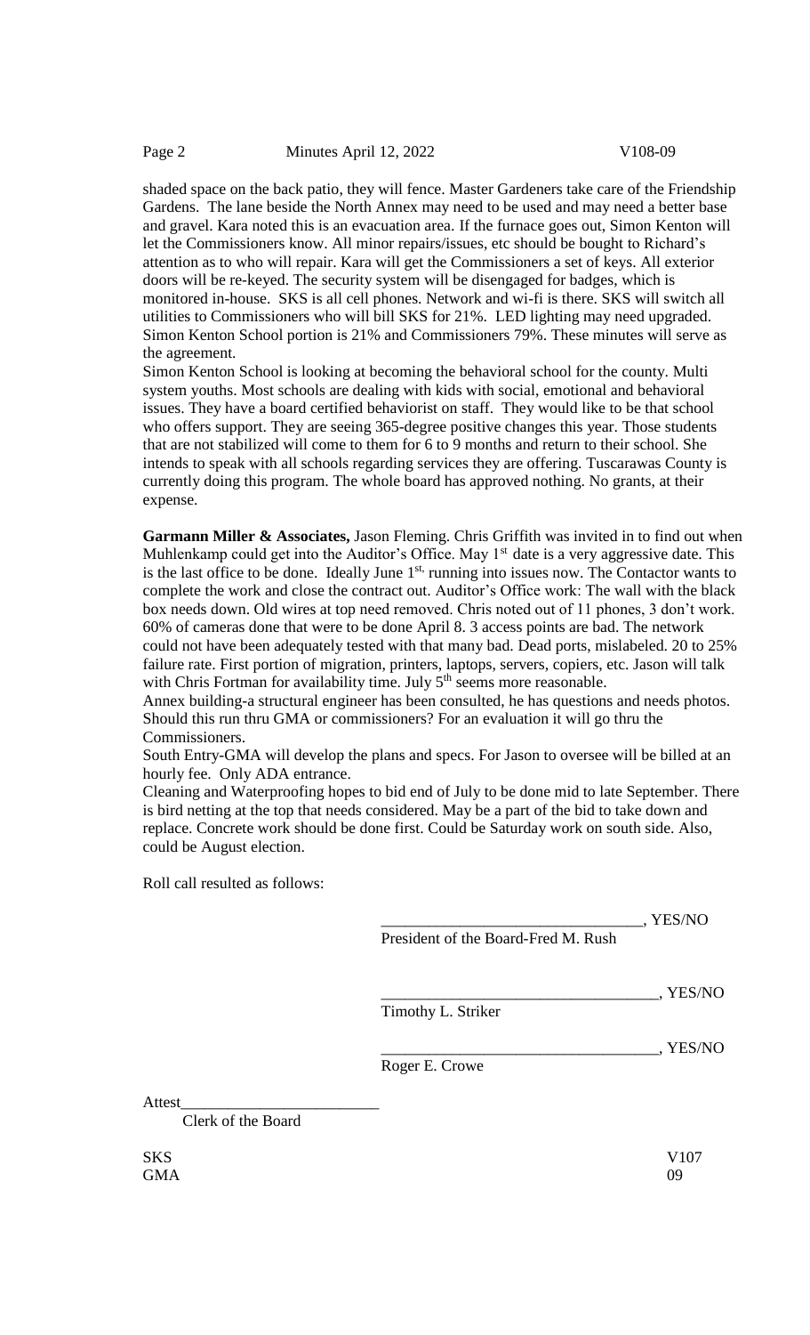shaded space on the back patio, they will fence. Master Gardeners take care of the Friendship Gardens. The lane beside the North Annex may need to be used and may need a better base and gravel. Kara noted this is an evacuation area. If the furnace goes out, Simon Kenton will let the Commissioners know. All minor repairs/issues, etc should be bought to Richard's attention as to who will repair. Kara will get the Commissioners a set of keys. All exterior doors will be re-keyed. The security system will be disengaged for badges, which is monitored in-house. SKS is all cell phones. Network and wi-fi is there. SKS will switch all utilities to Commissioners who will bill SKS for 21%. LED lighting may need upgraded. Simon Kenton School portion is 21% and Commissioners 79%. These minutes will serve as the agreement.

Simon Kenton School is looking at becoming the behavioral school for the county. Multi system youths. Most schools are dealing with kids with social, emotional and behavioral issues. They have a board certified behaviorist on staff. They would like to be that school who offers support. They are seeing 365-degree positive changes this year. Those students that are not stabilized will come to them for 6 to 9 months and return to their school. She intends to speak with all schools regarding services they are offering. Tuscarawas County is currently doing this program. The whole board has approved nothing. No grants, at their expense.

**Garmann Miller & Associates,** Jason Fleming. Chris Griffith was invited in to find out when Muhlenkamp could get into the Auditor's Office. May 1st date is a very aggressive date. This is the last office to be done. Ideally June 1st, running into issues now. The Contactor wants to complete the work and close the contract out. Auditor's Office work: The wall with the black box needs down. Old wires at top need removed. Chris noted out of 11 phones, 3 don't work. 60% of cameras done that were to be done April 8. 3 access points are bad. The network could not have been adequately tested with that many bad. Dead ports, mislabeled. 20 to 25% failure rate. First portion of migration, printers, laptops, servers, copiers, etc. Jason will talk with Chris Fortman for availability time. July 5th seems more reasonable.

Annex building-a structural engineer has been consulted, he has questions and needs photos. Should this run thru GMA or commissioners? For an evaluation it will go thru the Commissioners.

South Entry-GMA will develop the plans and specs. For Jason to oversee will be billed at an hourly fee. Only ADA entrance.

Cleaning and Waterproofing hopes to bid end of July to be done mid to late September. There is bird netting at the top that needs considered. May be a part of the bid to take down and replace. Concrete work should be done first. Could be Saturday work on south side. Also, could be August election.

Roll call resulted as follows:

_________________________________, YES/NO
President of the Board-Fred M. Rush

_________________________________, YES/NO
Timothy L. Striker

_________________________________, YES/NO
Roger E. Crowe

Attest_________________________
Clerk of the Board

SKS
GMA

V107
09